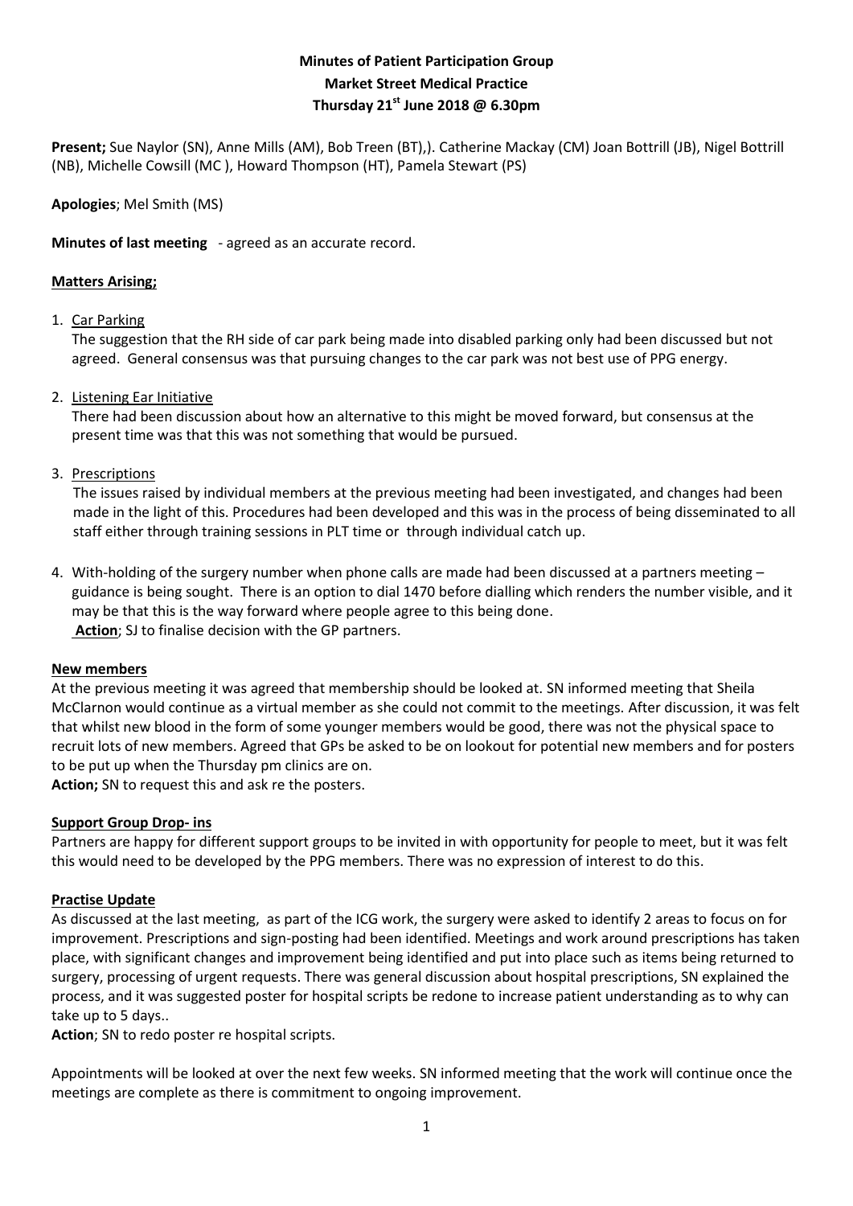**Minutes of Patient Participation Group**
**Market Street Medical Practice**
**Thursday 21st June 2018 @ 6.30pm**

**Present;** Sue Naylor (SN), Anne Mills (AM), Bob Treen (BT),). Catherine Mackay (CM) Joan Bottrill (JB), Nigel Bottrill (NB), Michelle Cowsill (MC ), Howard Thompson (HT), Pamela Stewart (PS)

**Apologies**; Mel Smith (MS)

**Minutes of last meeting** - agreed as an accurate record.

**Matters Arising;**

1. Car Parking
   The suggestion that the RH side of car park being made into disabled parking only had been discussed but not agreed. General consensus was that pursuing changes to the car park was not best use of PPG energy.

2. Listening Ear Initiative
   There had been discussion about how an alternative to this might be moved forward, but consensus at the present time was that this was not something that would be pursued.

3. Prescriptions
   The issues raised by individual members at the previous meeting had been investigated, and changes had been made in the light of this. Procedures had been developed and this was in the process of being disseminated to all staff either through training sessions in PLT time or through individual catch up.

4. With-holding of the surgery number when phone calls are made had been discussed at a partners meeting – guidance is being sought. There is an option to dial 1470 before dialling which renders the number visible, and it may be that this is the way forward where people agree to this being done.
   **Action**; SJ to finalise decision with the GP partners.

**New members**

At the previous meeting it was agreed that membership should be looked at. SN informed meeting that Sheila McClarnon would continue as a virtual member as she could not commit to the meetings. After discussion, it was felt that whilst new blood in the form of some younger members would be good, there was not the physical space to recruit lots of new members. Agreed that GPs be asked to be on lookout for potential new members and for posters to be put up when the Thursday pm clinics are on.
**Action;** SN to request this and ask re the posters.

**Support Group Drop- ins**

Partners are happy for different support groups to be invited in with opportunity for people to meet, but it was felt this would need to be developed by the PPG members. There was no expression of interest to do this.

**Practise Update**

As discussed at the last meeting, as part of the ICG work, the surgery were asked to identify 2 areas to focus on for improvement. Prescriptions and sign-posting had been identified. Meetings and work around prescriptions has taken place, with significant changes and improvement being identified and put into place such as items being returned to surgery, processing of urgent requests. There was general discussion about hospital prescriptions, SN explained the process, and it was suggested poster for hospital scripts be redone to increase patient understanding as to why can take up to 5 days..
**Action**; SN to redo poster re hospital scripts.

Appointments will be looked at over the next few weeks. SN informed meeting that the work will continue once the meetings are complete as there is commitment to ongoing improvement.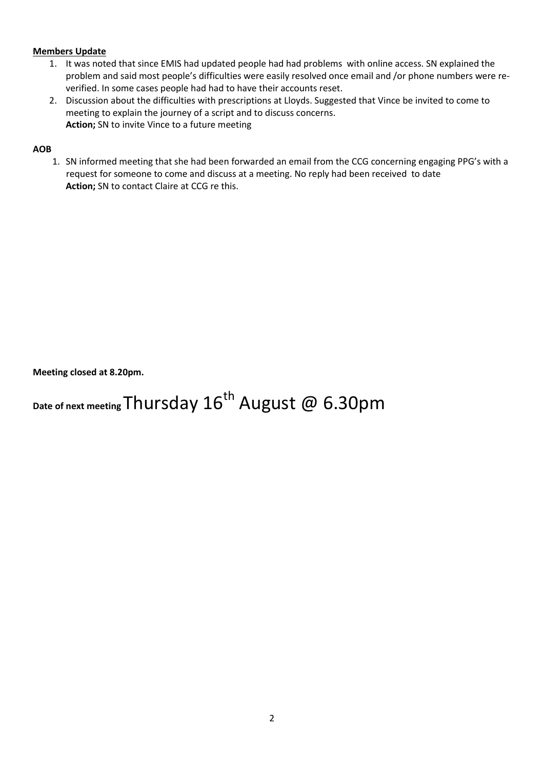**Members Update**

1. It was noted that since EMIS had updated people had had problems with online access. SN explained the problem and said most people's difficulties were easily resolved once email and /or phone numbers were re-verified. In some cases people had had to have their accounts reset.
2. Discussion about the difficulties with prescriptions at Lloyds. Suggested that Vince be invited to come to meeting to explain the journey of a script and to discuss concerns.
   **Action;** SN to invite Vince to a future meeting

**AOB**

1. SN informed meeting that she had been forwarded an email from the CCG concerning engaging PPG's with a request for someone to come and discuss at a meeting. No reply had been received to date
   **Action;** SN to contact Claire at CCG re this.

**Meeting closed at 8.20pm.**

**Date of next meeting** Thursday 16th August @ 6.30pm